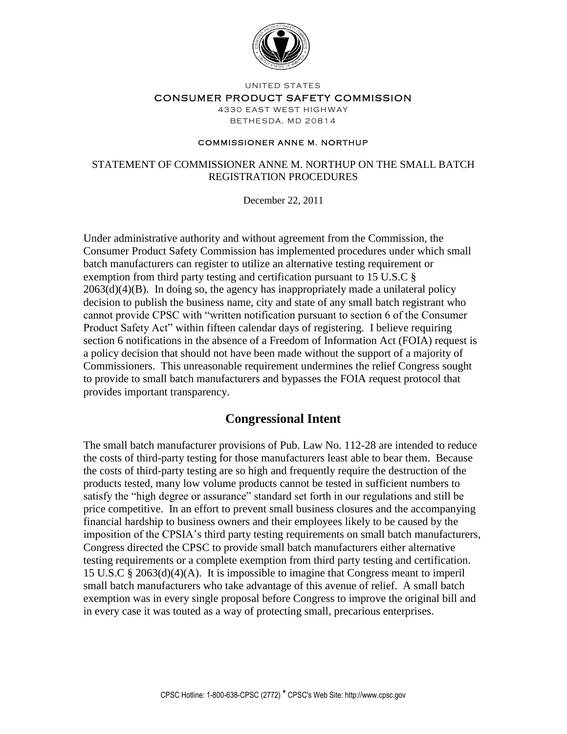UNITED STATES

CONSUMER PRODUCT SAFETY COMMISSION

4330 EAST WEST HIGHWAY

BETHESDA, MD 20814

COMMISSIONER ANNE M. NORTHUP

STATEMENT OF COMMISSIONER ANNE M. NORTHUP ON THE SMALL BATCH REGISTRATION PROCEDURES

December 22, 2011

Under administrative authority and without agreement from the Commission, the Consumer Product Safety Commission has implemented procedures under which small batch manufacturers can register to utilize an alternative testing requirement or exemption from third party testing and certification pursuant to 15 U.S.C § 2063(d)(4)(B). In doing so, the agency has inappropriately made a unilateral policy decision to publish the business name, city and state of any small batch registrant who cannot provide CPSC with "written notification pursuant to section 6 of the Consumer Product Safety Act" within fifteen calendar days of registering. I believe requiring section 6 notifications in the absence of a Freedom of Information Act (FOIA) request is a policy decision that should not have been made without the support of a majority of Commissioners. This unreasonable requirement undermines the relief Congress sought to provide to small batch manufacturers and bypasses the FOIA request protocol that provides important transparency.

## Congressional Intent

The small batch manufacturer provisions of Pub. Law No. 112-28 are intended to reduce the costs of third-party testing for those manufacturers least able to bear them. Because the costs of third-party testing are so high and frequently require the destruction of the products tested, many low volume products cannot be tested in sufficient numbers to satisfy the "high degree or assurance" standard set forth in our regulations and still be price competitive. In an effort to prevent small business closures and the accompanying financial hardship to business owners and their employees likely to be caused by the imposition of the CPSIA's third party testing requirements on small batch manufacturers, Congress directed the CPSC to provide small batch manufacturers either alternative testing requirements or a complete exemption from third party testing and certification. 15 U.S.C § 2063(d)(4)(A). It is impossible to imagine that Congress meant to imperil small batch manufacturers who take advantage of this avenue of relief. A small batch exemption was in every single proposal before Congress to improve the original bill and in every case it was touted as a way of protecting small, precarious enterprises.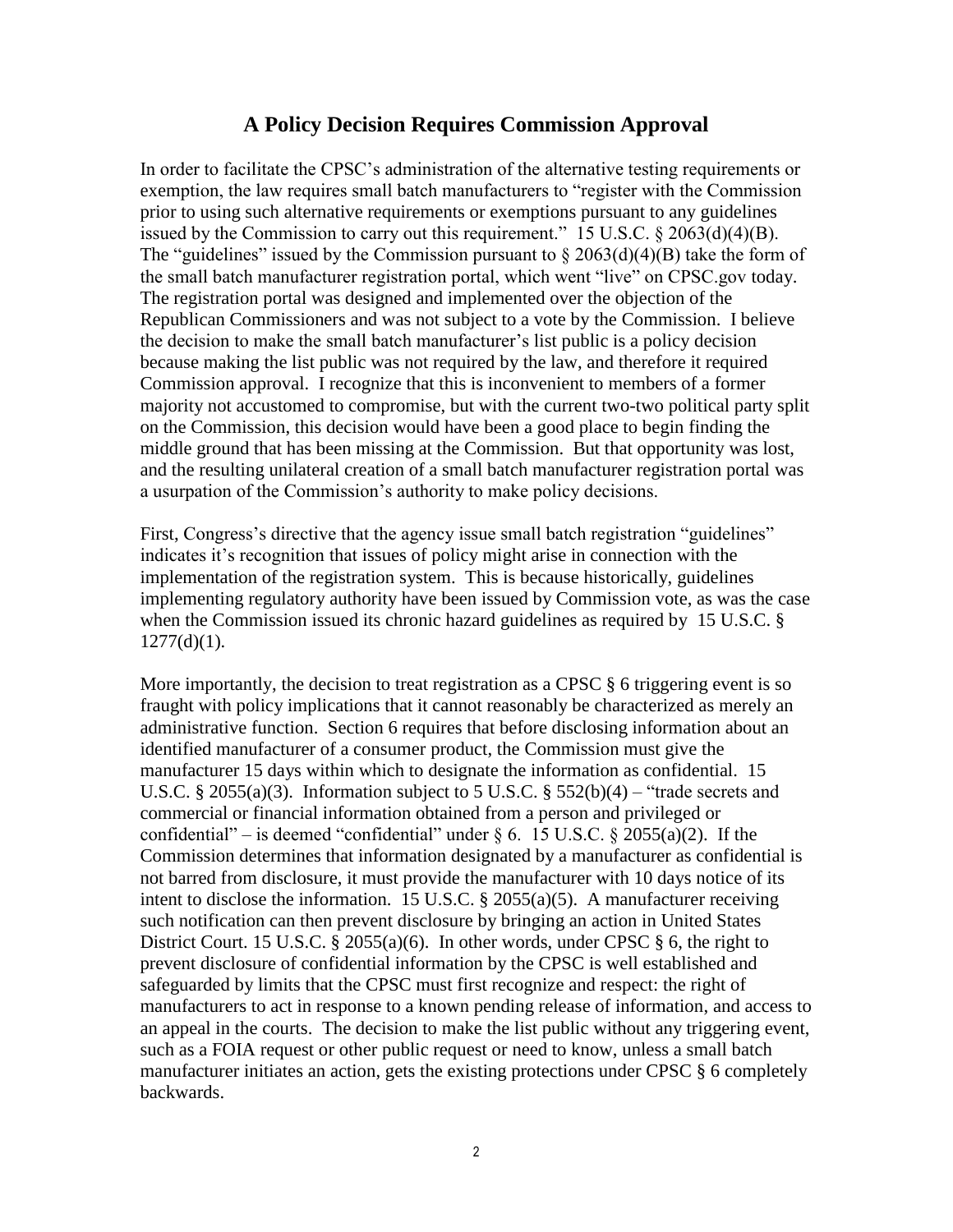## A Policy Decision Requires Commission Approval

In order to facilitate the CPSC's administration of the alternative testing requirements or exemption, the law requires small batch manufacturers to "register with the Commission prior to using such alternative requirements or exemptions pursuant to any guidelines issued by the Commission to carry out this requirement." 15 U.S.C. § 2063(d)(4)(B). The "guidelines" issued by the Commission pursuant to § 2063(d)(4)(B) take the form of the small batch manufacturer registration portal, which went "live" on CPSC.gov today. The registration portal was designed and implemented over the objection of the Republican Commissioners and was not subject to a vote by the Commission. I believe the decision to make the small batch manufacturer's list public is a policy decision because making the list public was not required by the law, and therefore it required Commission approval. I recognize that this is inconvenient to members of a former majority not accustomed to compromise, but with the current two-two political party split on the Commission, this decision would have been a good place to begin finding the middle ground that has been missing at the Commission. But that opportunity was lost, and the resulting unilateral creation of a small batch manufacturer registration portal was a usurpation of the Commission's authority to make policy decisions.

First, Congress's directive that the agency issue small batch registration "guidelines" indicates it's recognition that issues of policy might arise in connection with the implementation of the registration system. This is because historically, guidelines implementing regulatory authority have been issued by Commission vote, as was the case when the Commission issued its chronic hazard guidelines as required by 15 U.S.C. § 1277(d)(1).

More importantly, the decision to treat registration as a CPSC § 6 triggering event is so fraught with policy implications that it cannot reasonably be characterized as merely an administrative function. Section 6 requires that before disclosing information about an identified manufacturer of a consumer product, the Commission must give the manufacturer 15 days within which to designate the information as confidential. 15 U.S.C. § 2055(a)(3). Information subject to 5 U.S.C. § 552(b)(4) – "trade secrets and commercial or financial information obtained from a person and privileged or confidential" – is deemed "confidential" under § 6. 15 U.S.C. § 2055(a)(2). If the Commission determines that information designated by a manufacturer as confidential is not barred from disclosure, it must provide the manufacturer with 10 days notice of its intent to disclose the information. 15 U.S.C. § 2055(a)(5). A manufacturer receiving such notification can then prevent disclosure by bringing an action in United States District Court. 15 U.S.C. § 2055(a)(6). In other words, under CPSC § 6, the right to prevent disclosure of confidential information by the CPSC is well established and safeguarded by limits that the CPSC must first recognize and respect: the right of manufacturers to act in response to a known pending release of information, and access to an appeal in the courts. The decision to make the list public without any triggering event, such as a FOIA request or other public request or need to know, unless a small batch manufacturer initiates an action, gets the existing protections under CPSC § 6 completely backwards.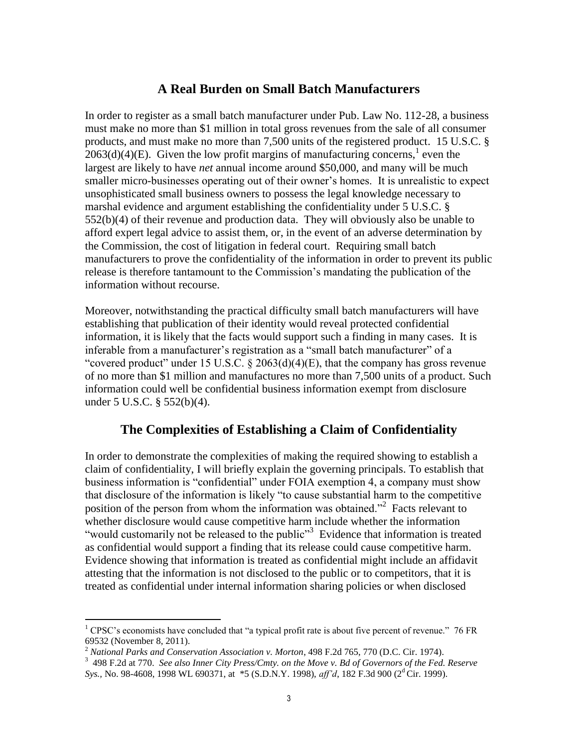## A Real Burden on Small Batch Manufacturers

In order to register as a small batch manufacturer under Pub. Law No. 112-28, a business must make no more than $1 million in total gross revenues from the sale of all consumer products, and must make no more than 7,500 units of the registered product. 15 U.S.C. § 2063(d)(4)(E). Given the low profit margins of manufacturing concerns,[1] even the largest are likely to have *net* annual income around $50,000, and many will be much smaller micro-businesses operating out of their owner's homes. It is unrealistic to expect unsophisticated small business owners to possess the legal knowledge necessary to marshal evidence and argument establishing the confidentiality under 5 U.S.C. § 552(b)(4) of their revenue and production data. They will obviously also be unable to afford expert legal advice to assist them, or, in the event of an adverse determination by the Commission, the cost of litigation in federal court. Requiring small batch manufacturers to prove the confidentiality of the information in order to prevent its public release is therefore tantamount to the Commission's mandating the publication of the information without recourse.

Moreover, notwithstanding the practical difficulty small batch manufacturers will have establishing that publication of their identity would reveal protected confidential information, it is likely that the facts would support such a finding in many cases. It is inferable from a manufacturer's registration as a "small batch manufacturer" of a "covered product" under 15 U.S.C. § 2063(d)(4)(E), that the company has gross revenue of no more than $1 million and manufactures no more than 7,500 units of a product. Such information could well be confidential business information exempt from disclosure under 5 U.S.C. § 552(b)(4).

## The Complexities of Establishing a Claim of Confidentiality

In order to demonstrate the complexities of making the required showing to establish a claim of confidentiality, I will briefly explain the governing principals. To establish that business information is "confidential" under FOIA exemption 4, a company must show that disclosure of the information is likely "to cause substantial harm to the competitive position of the person from whom the information was obtained."[2] Facts relevant to whether disclosure would cause competitive harm include whether the information "would customarily not be released to the public"[3] Evidence that information is treated as confidential would support a finding that its release could cause competitive harm. Evidence showing that information is treated as confidential might include an affidavit attesting that the information is not disclosed to the public or to competitors, that it is treated as confidential under internal information sharing policies or when disclosed

---

[1] CPSC's economists have concluded that "a typical profit rate is about five percent of revenue." 76 FR 69532 (November 8, 2011).

[2] *National Parks and Conservation Association v. Morton*, 498 F.2d 765, 770 (D.C. Cir. 1974).

[3] 498 F.2d at 770. *See also Inner City Press/Cmty. on the Move v. Bd of Governors of the Fed. Reserve Sys.*, No. 98-4608, 1998 WL 690371, at *5 (S.D.N.Y. 1998), *aff'd*, 182 F.3d 900 (2d Cir. 1999).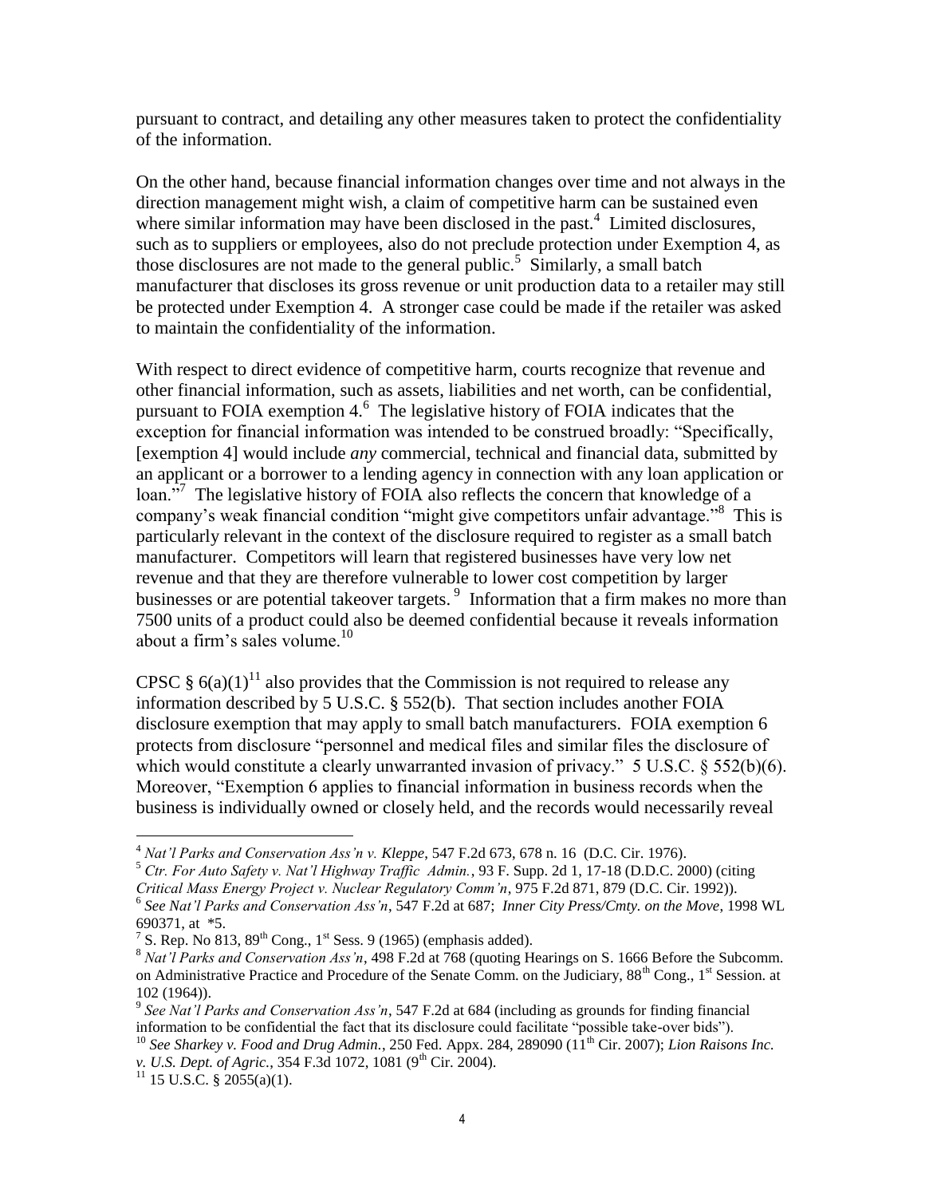pursuant to contract, and detailing any other measures taken to protect the confidentiality of the information.

On the other hand, because financial information changes over time and not always in the direction management might wish, a claim of competitive harm can be sustained even where similar information may have been disclosed in the past.[4] Limited disclosures, such as to suppliers or employees, also do not preclude protection under Exemption 4, as those disclosures are not made to the general public.[5] Similarly, a small batch manufacturer that discloses its gross revenue or unit production data to a retailer may still be protected under Exemption 4. A stronger case could be made if the retailer was asked to maintain the confidentiality of the information.

With respect to direct evidence of competitive harm, courts recognize that revenue and other financial information, such as assets, liabilities and net worth, can be confidential, pursuant to FOIA exemption 4.[6] The legislative history of FOIA indicates that the exception for financial information was intended to be construed broadly: "Specifically, [exemption 4] would include *any* commercial, technical and financial data, submitted by an applicant or a borrower to a lending agency in connection with any loan application or loan."[7] The legislative history of FOIA also reflects the concern that knowledge of a company's weak financial condition "might give competitors unfair advantage."[8] This is particularly relevant in the context of the disclosure required to register as a small batch manufacturer. Competitors will learn that registered businesses have very low net revenue and that they are therefore vulnerable to lower cost competition by larger businesses or are potential takeover targets.[9] Information that a firm makes no more than 7500 units of a product could also be deemed confidential because it reveals information about a firm's sales volume.[10]

CPSC § 6(a)(1)[11] also provides that the Commission is not required to release any information described by 5 U.S.C. § 552(b). That section includes another FOIA disclosure exemption that may apply to small batch manufacturers. FOIA exemption 6 protects from disclosure "personnel and medical files and similar files the disclosure of which would constitute a clearly unwarranted invasion of privacy." 5 U.S.C. § 552(b)(6). Moreover, "Exemption 6 applies to financial information in business records when the business is individually owned or closely held, and the records would necessarily reveal

---

[4] *Nat'l Parks and Conservation Ass'n v. Kleppe*, 547 F.2d 673, 678 n. 16 (D.C. Cir. 1976).

[5] *Ctr. For Auto Safety v. Nat'l Highway Traffic Admin.*, 93 F. Supp. 2d 1, 17-18 (D.D.C. 2000) (citing *Critical Mass Energy Project v. Nuclear Regulatory Comm'n*, 975 F.2d 871, 879 (D.C. Cir. 1992)).

[6] *See Nat'l Parks and Conservation Ass'n*, 547 F.2d at 687; *Inner City Press/Cmty. on the Move*, 1998 WL 690371, at *5.

[7] S. Rep. No 813, 89th Cong., 1st Sess. 9 (1965) (emphasis added).

[8] *Nat'l Parks and Conservation Ass'n*, 498 F.2d at 768 (quoting Hearings on S. 1666 Before the Subcomm. on Administrative Practice and Procedure of the Senate Comm. on the Judiciary, 88th Cong., 1st Session. at 102 (1964)).

[9] *See Nat'l Parks and Conservation Ass'n*, 547 F.2d at 684 (including as grounds for finding financial information to be confidential the fact that its disclosure could facilitate "possible take-over bids").

[10] *See Sharkey v. Food and Drug Admin.*, 250 Fed. Appx. 284, 289090 (11th Cir. 2007); *Lion Raisons Inc. v. U.S. Dept. of Agric.*, 354 F.3d 1072, 1081 (9th Cir. 2004).

[11] 15 U.S.C. § 2055(a)(1).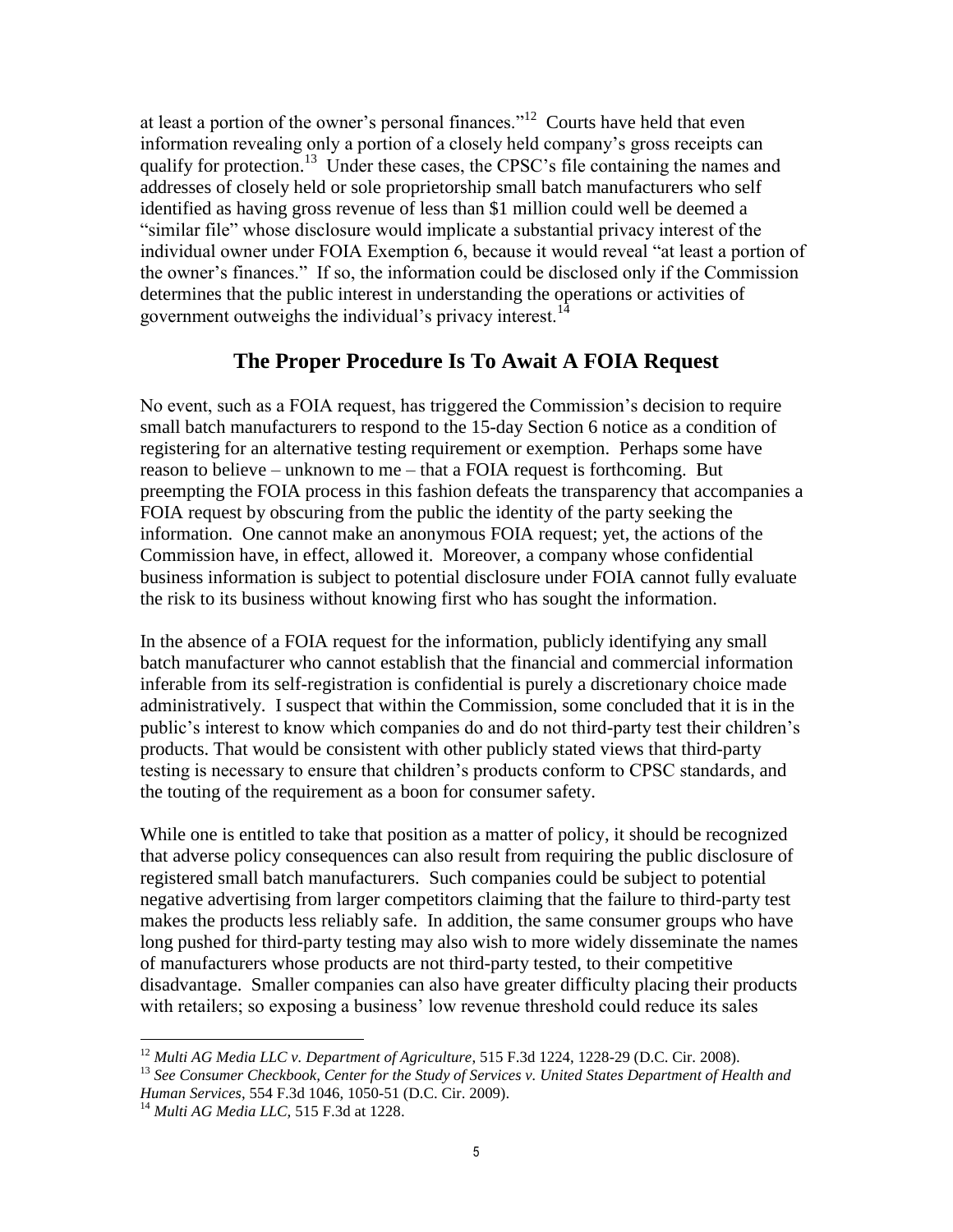at least a portion of the owner's personal finances."[12] Courts have held that even information revealing only a portion of a closely held company's gross receipts can qualify for protection.[13] Under these cases, the CPSC's file containing the names and addresses of closely held or sole proprietorship small batch manufacturers who self identified as having gross revenue of less than $1 million could well be deemed a "similar file" whose disclosure would implicate a substantial privacy interest of the individual owner under FOIA Exemption 6, because it would reveal "at least a portion of the owner's finances." If so, the information could be disclosed only if the Commission determines that the public interest in understanding the operations or activities of government outweighs the individual's privacy interest.[14]

## The Proper Procedure Is To Await A FOIA Request

No event, such as a FOIA request, has triggered the Commission's decision to require small batch manufacturers to respond to the 15-day Section 6 notice as a condition of registering for an alternative testing requirement or exemption. Perhaps some have reason to believe – unknown to me – that a FOIA request is forthcoming. But preempting the FOIA process in this fashion defeats the transparency that accompanies a FOIA request by obscuring from the public the identity of the party seeking the information. One cannot make an anonymous FOIA request; yet, the actions of the Commission have, in effect, allowed it. Moreover, a company whose confidential business information is subject to potential disclosure under FOIA cannot fully evaluate the risk to its business without knowing first who has sought the information.

In the absence of a FOIA request for the information, publicly identifying any small batch manufacturer who cannot establish that the financial and commercial information inferable from its self-registration is confidential is purely a discretionary choice made administratively. I suspect that within the Commission, some concluded that it is in the public's interest to know which companies do and do not third-party test their children's products. That would be consistent with other publicly stated views that third-party testing is necessary to ensure that children's products conform to CPSC standards, and the touting of the requirement as a boon for consumer safety.

While one is entitled to take that position as a matter of policy, it should be recognized that adverse policy consequences can also result from requiring the public disclosure of registered small batch manufacturers. Such companies could be subject to potential negative advertising from larger competitors claiming that the failure to third-party test makes the products less reliably safe. In addition, the same consumer groups who have long pushed for third-party testing may also wish to more widely disseminate the names of manufacturers whose products are not third-party tested, to their competitive disadvantage. Smaller companies can also have greater difficulty placing their products with retailers; so exposing a business' low revenue threshold could reduce its sales

---

[12] *Multi AG Media LLC v. Department of Agriculture*, 515 F.3d 1224, 1228-29 (D.C. Cir. 2008).

[13] *See Consumer Checkbook, Center for the Study of Services v. United States Department of Health and Human Services*, 554 F.3d 1046, 1050-51 (D.C. Cir. 2009).

[14] *Multi AG Media LLC*, 515 F.3d at 1228.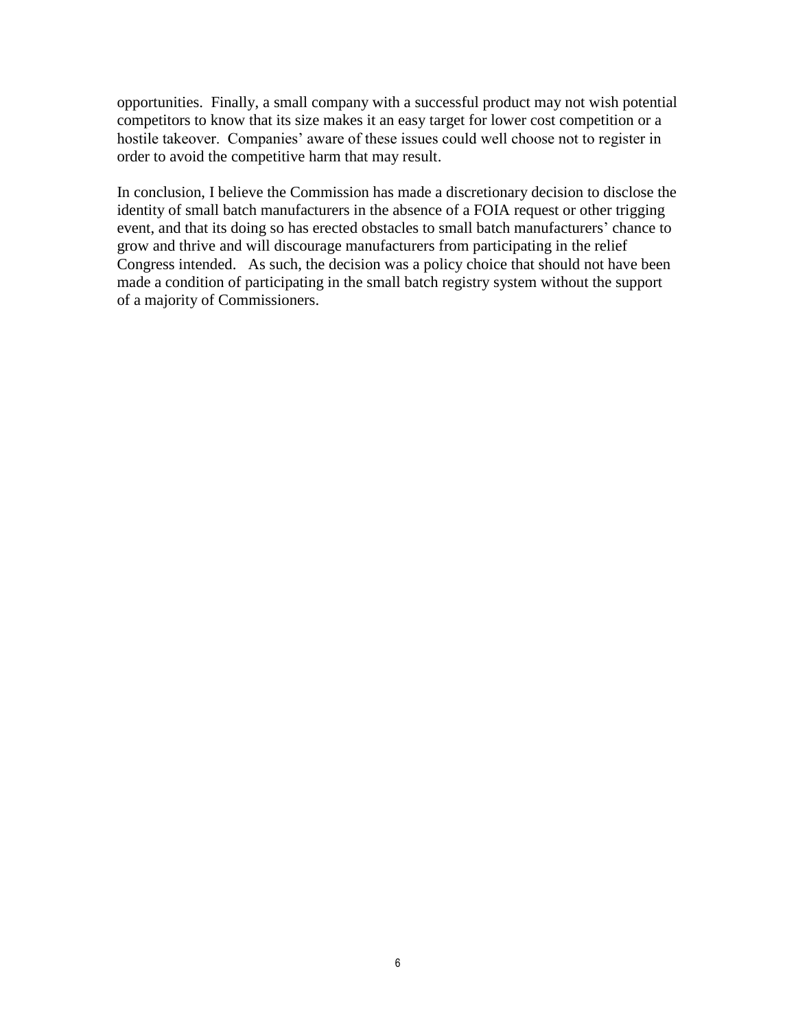opportunities. Finally, a small company with a successful product may not wish potential competitors to know that its size makes it an easy target for lower cost competition or a hostile takeover. Companies' aware of these issues could well choose not to register in order to avoid the competitive harm that may result.

In conclusion, I believe the Commission has made a discretionary decision to disclose the identity of small batch manufacturers in the absence of a FOIA request or other trigging event, and that its doing so has erected obstacles to small batch manufacturers' chance to grow and thrive and will discourage manufacturers from participating in the relief Congress intended. As such, the decision was a policy choice that should not have been made a condition of participating in the small batch registry system without the support of a majority of Commissioners.